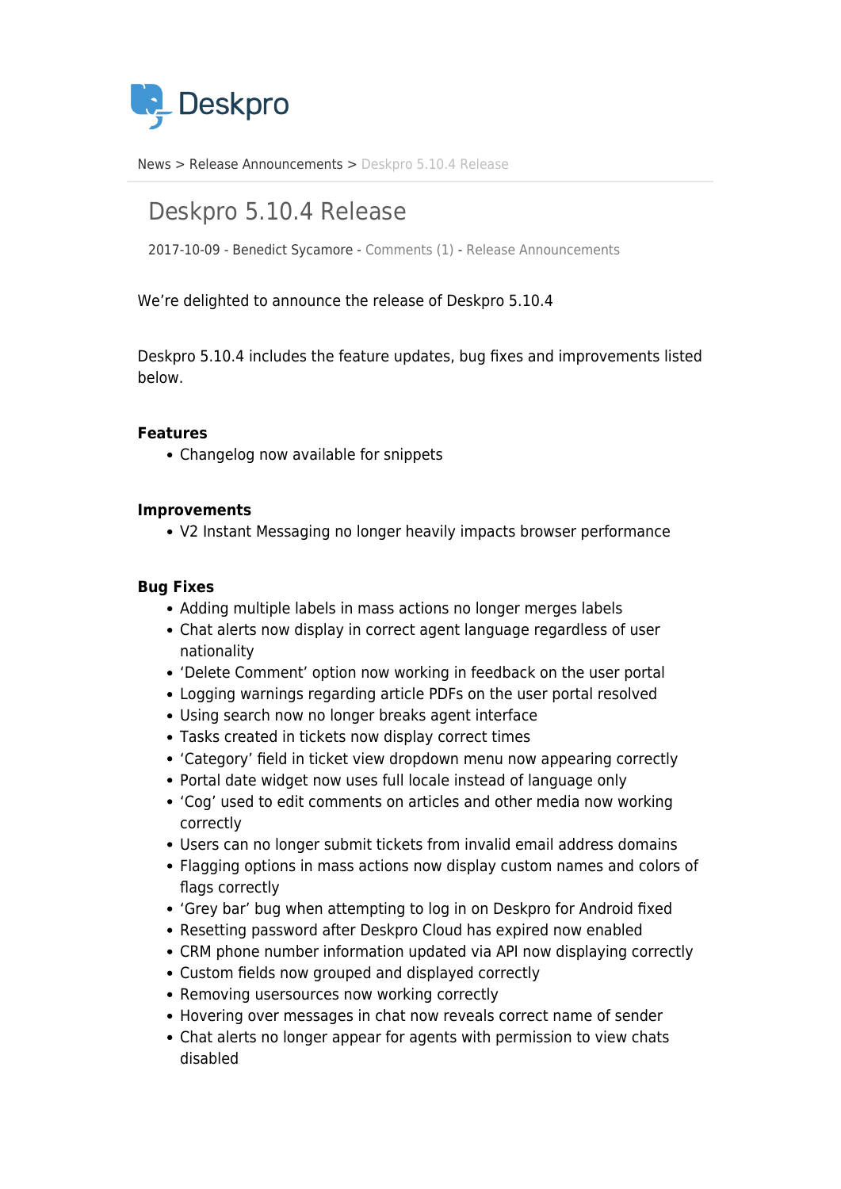News > Release Announcements > Deskpro 5.10.4 Release

# Deskpro 5.10.4 Release

2017-10-09 - Benedict Sycamore - Comments (1) - Release Announcements

We're delighted to announce the release of Deskpro 5.10.4

Deskpro 5.10.4 includes the feature updates, bug fixes and improvements listed below.

**Features**

- Changelog now available for snippets

**Improvements**

- V2 Instant Messaging no longer heavily impacts browser performance

**Bug Fixes**

- Adding multiple labels in mass actions no longer merges labels
- Chat alerts now display in correct agent language regardless of user nationality
- 'Delete Comment' option now working in feedback on the user portal
- Logging warnings regarding article PDFs on the user portal resolved
- Using search now no longer breaks agent interface
- Tasks created in tickets now display correct times
- 'Category' field in ticket view dropdown menu now appearing correctly
- Portal date widget now uses full locale instead of language only
- 'Cog' used to edit comments on articles and other media now working correctly
- Users can no longer submit tickets from invalid email address domains
- Flagging options in mass actions now display custom names and colors of flags correctly
- 'Grey bar' bug when attempting to log in on Deskpro for Android fixed
- Resetting password after Deskpro Cloud has expired now enabled
- CRM phone number information updated via API now displaying correctly
- Custom fields now grouped and displayed correctly
- Removing usersources now working correctly
- Hovering over messages in chat now reveals correct name of sender
- Chat alerts no longer appear for agents with permission to view chats disabled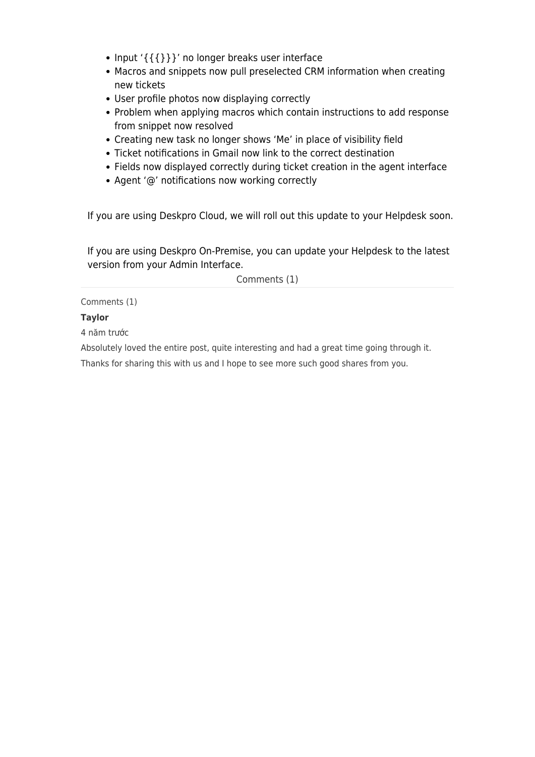- Input ‘{{{}}}’ no longer breaks user interface
- Macros and snippets now pull preselected CRM information when creating new tickets
- User profile photos now displaying correctly
- Problem when applying macros which contain instructions to add response from snippet now resolved
- Creating new task no longer shows ‘Me’ in place of visibility field
- Ticket notifications in Gmail now link to the correct destination
- Fields now displayed correctly during ticket creation in the agent interface
- Agent ‘@’ notifications now working correctly

If you are using Deskpro Cloud, we will roll out this update to your Helpdesk soon.

If you are using Deskpro On-Premise, you can update your Helpdesk to the latest version from your Admin Interface.

Comments (1)

Comments (1)

**Taylor**

4 năm trước

Absolutely loved the entire post, quite interesting and had a great time going through it.

Thanks for sharing this with us and I hope to see more such good shares from you.